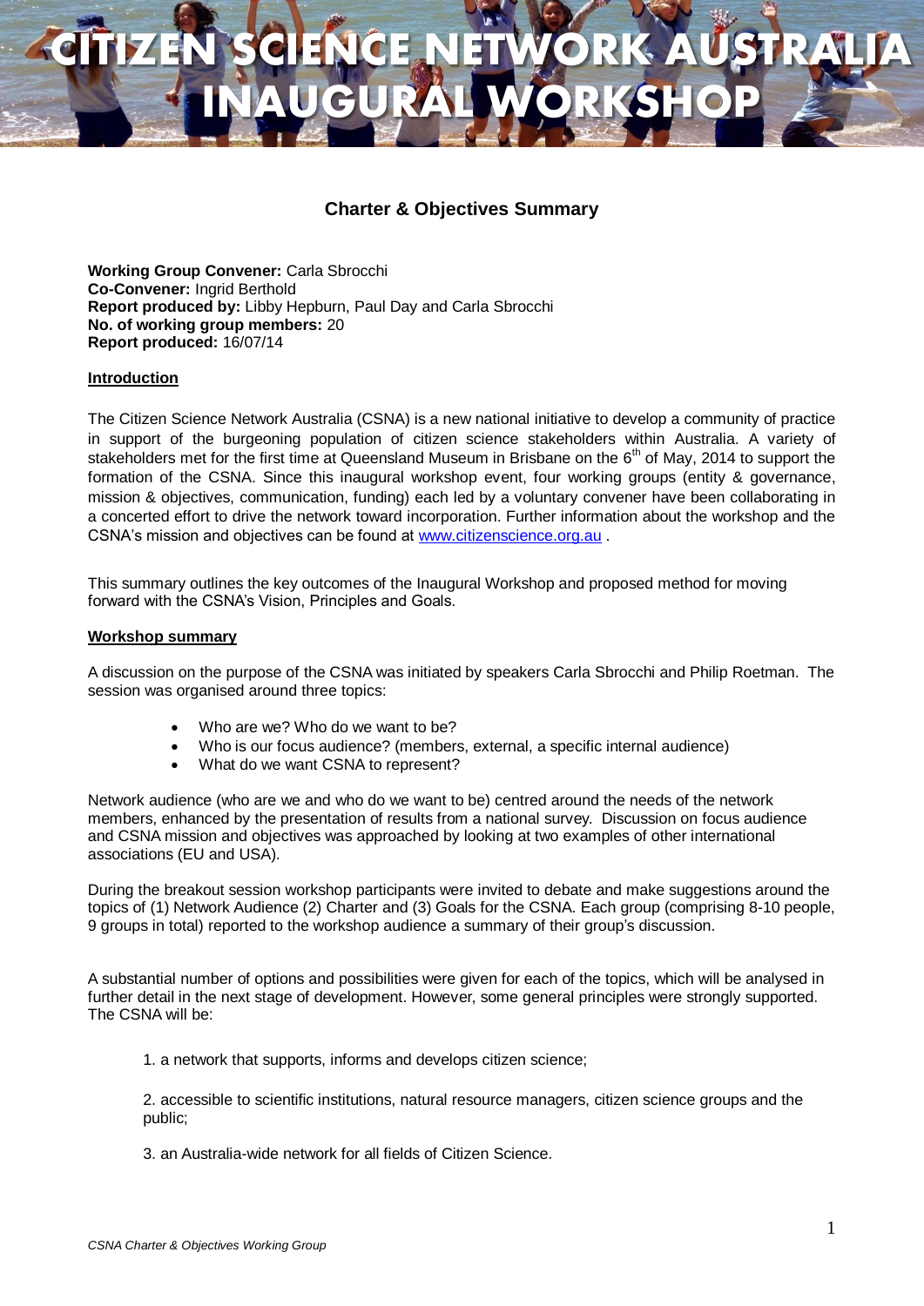# CITIZEN SCIENCE NETWORK AUSTRALIA INAUGURAL WORKSHOP

## Charter & Objectives Summary

**Working Group Convener:** Carla Sbrocchi
**Co-Convener:** Ingrid Berthold
**Report produced by:** Libby Hepburn, Paul Day and Carla Sbrocchi
**No. of working group members:** 20
**Report produced:** 16/07/14

### Introduction

The Citizen Science Network Australia (CSNA) is a new national initiative to develop a community of practice in support of the burgeoning population of citizen science stakeholders within Australia. A variety of stakeholders met for the first time at Queensland Museum in Brisbane on the 6th of May, 2014 to support the formation of the CSNA. Since this inaugural workshop event, four working groups (entity & governance, mission & objectives, communication, funding) each led by a voluntary convener have been collaborating in a concerted effort to drive the network toward incorporation. Further information about the workshop and the CSNA's mission and objectives can be found at [www.citizenscience.org.au](http://www.citizenscience.org.au) .

This summary outlines the key outcomes of the Inaugural Workshop and proposed method for moving forward with the CSNA's Vision, Principles and Goals.

### Workshop summary

A discussion on the purpose of the CSNA was initiated by speakers Carla Sbrocchi and Philip Roetman. The session was organised around three topics:

- Who are we? Who do we want to be?
- Who is our focus audience? (members, external, a specific internal audience)
- What do we want CSNA to represent?

Network audience (who are we and who do we want to be) centred around the needs of the network members, enhanced by the presentation of results from a national survey. Discussion on focus audience and CSNA mission and objectives was approached by looking at two examples of other international associations (EU and USA).

During the breakout session workshop participants were invited to debate and make suggestions around the topics of (1) Network Audience (2) Charter and (3) Goals for the CSNA. Each group (comprising 8-10 people, 9 groups in total) reported to the workshop audience a summary of their group's discussion.

A substantial number of options and possibilities were given for each of the topics, which will be analysed in further detail in the next stage of development. However, some general principles were strongly supported. The CSNA will be:

1. a network that supports, informs and develops citizen science;
2. accessible to scientific institutions, natural resource managers, citizen science groups and the public;
3. an Australia-wide network for all fields of Citizen Science.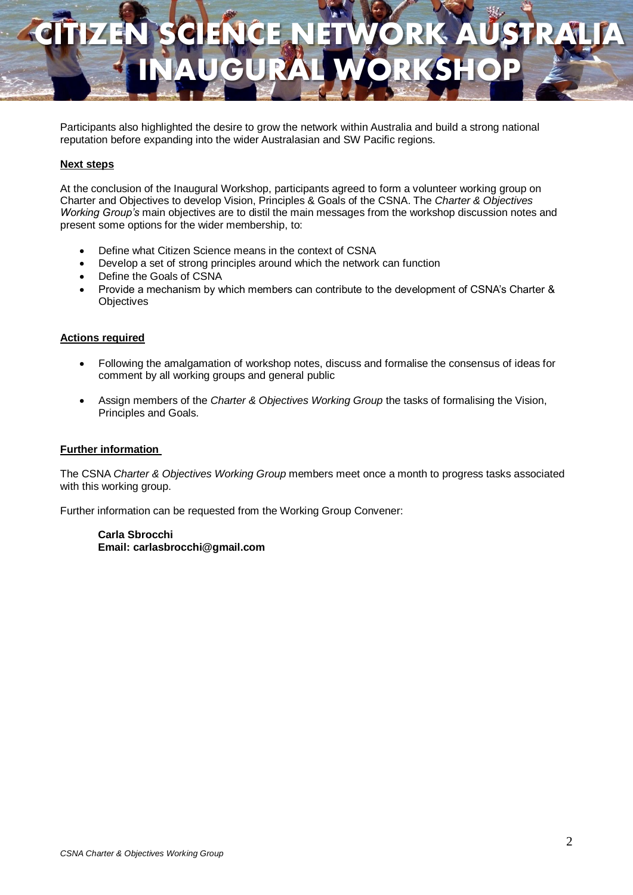# CITIZEN SCIENCE NETWORK AUSTRALIA INAUGURAL WORKSHOP

Participants also highlighted the desire to grow the network within Australia and build a strong national reputation before expanding into the wider Australasian and SW Pacific regions.

**Next steps**

At the conclusion of the Inaugural Workshop, participants agreed to form a volunteer working group on Charter and Objectives to develop Vision, Principles & Goals of the CSNA. The *Charter & Objectives Working Group's* main objectives are to distil the main messages from the workshop discussion notes and present some options for the wider membership, to:

- Define what Citizen Science means in the context of CSNA
- Develop a set of strong principles around which the network can function
- Define the Goals of CSNA
- Provide a mechanism by which members can contribute to the development of CSNA's Charter & Objectives

**Actions required**

- Following the amalgamation of workshop notes, discuss and formalise the consensus of ideas for comment by all working groups and general public
- Assign members of the *Charter & Objectives Working Group* the tasks of formalising the Vision, Principles and Goals.

**Further information**

The CSNA *Charter & Objectives Working Group* members meet once a month to progress tasks associated with this working group.

Further information can be requested from the Working Group Convener:

**Carla Sbrocchi**
**Email: carlasbrocchi@gmail.com**